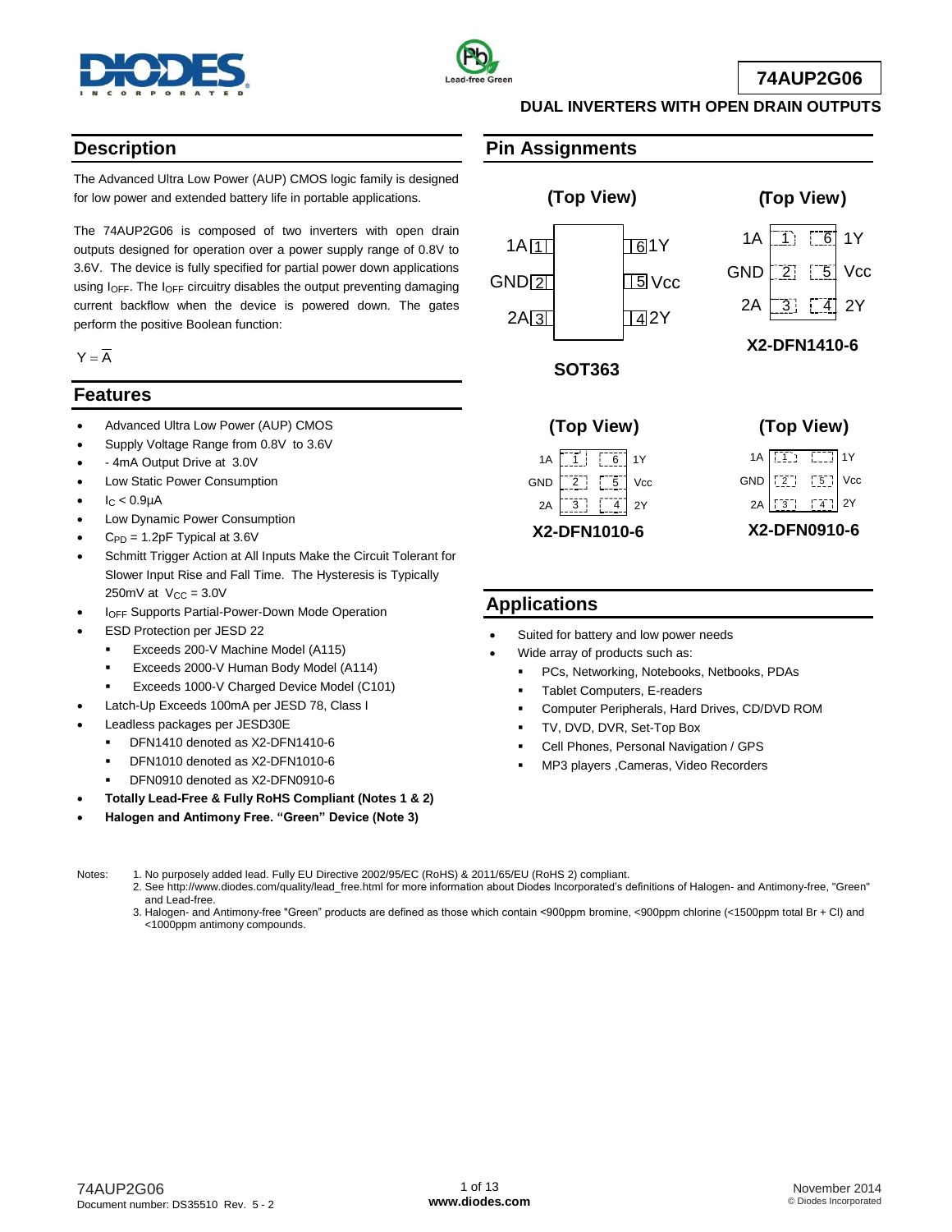# 74AUP2G06

## DUAL INVERTERS WITH OPEN DRAIN OUTPUTS

## Description

The Advanced Ultra Low Power (AUP) CMOS logic family is designed for low power and extended battery life in portable applications.

The 74AUP2G06 is composed of two inverters with open drain outputs designed for operation over a power supply range of 0.8V to 3.6V. The device is fully specified for partial power down applications using $I_{OFF}$. The $I_{OFF}$ circuitry disables the output preventing damaging current backflow when the device is powered down. The gates perform the positive Boolean function:

$$Y = \overline{A}$$

## Features

- Advanced Ultra Low Power (AUP) CMOS
- Supply Voltage Range from 0.8V to 3.6V
- - 4mA Output Drive at 3.0V
- Low Static Power Consumption
- $I_C < 0.9\mu A$
- Low Dynamic Power Consumption
- $C_{PD}$ = 1.2pF Typical at 3.6V
- Schmitt Trigger Action at All Inputs Make the Circuit Tolerant for Slower Input Rise and Fall Time. The Hysteresis is Typically 250mV at $V_{CC}$ = 3.0V
- $I_{OFF}$ Supports Partial-Power-Down Mode Operation
- ESD Protection per JESD 22
  - Exceeds 200-V Machine Model (A115)
  - Exceeds 2000-V Human Body Model (A114)
  - Exceeds 1000-V Charged Device Model (C101)
- Latch-Up Exceeds 100mA per JESD 78, Class I
- Leadless packages per JESD30E
  - DFN1410 denoted as X2-DFN1410-6
  - DFN1010 denoted as X2-DFN1010-6
  - DFN0910 denoted as X2-DFN0910-6
- **Totally Lead-Free & Fully RoHS Compliant (Notes 1 & 2)**
- **Halogen and Antimony Free. "Green" Device (Note 3)**

## Pin Assignments

All packages (Top View): SOT363, X2-DFN1410-6, X2-DFN1010-6, X2-DFN0910-6

| Pin | Name | Pin | Name |
|---|---|---|---|
| 1 | 1A | 6 | 1Y |
| 2 | GND | 5 | Vcc |
| 3 | 2A | 4 | 2Y |

## Applications

- Suited for battery and low power needs
- Wide array of products such as:
  - PCs, Networking, Notebooks, Netbooks, PDAs
  - Tablet Computers, E-readers
  - Computer Peripherals, Hard Drives, CD/DVD ROM
  - TV, DVD, DVR, Set-Top Box
  - Cell Phones, Personal Navigation / GPS
  - MP3 players ,Cameras, Video Recorders

Notes:
1. No purposely added lead. Fully EU Directive 2002/95/EC (RoHS) & 2011/65/EU (RoHS 2) compliant.
2. See http://www.diodes.com/quality/lead_free.html for more information about Diodes Incorporated's definitions of Halogen- and Antimony-free, "Green" and Lead-free.
3. Halogen- and Antimony-free "Green" products are defined as those which contain <900ppm bromine, <900ppm chlorine (<1500ppm total Br + Cl) and <1000ppm antimony compounds.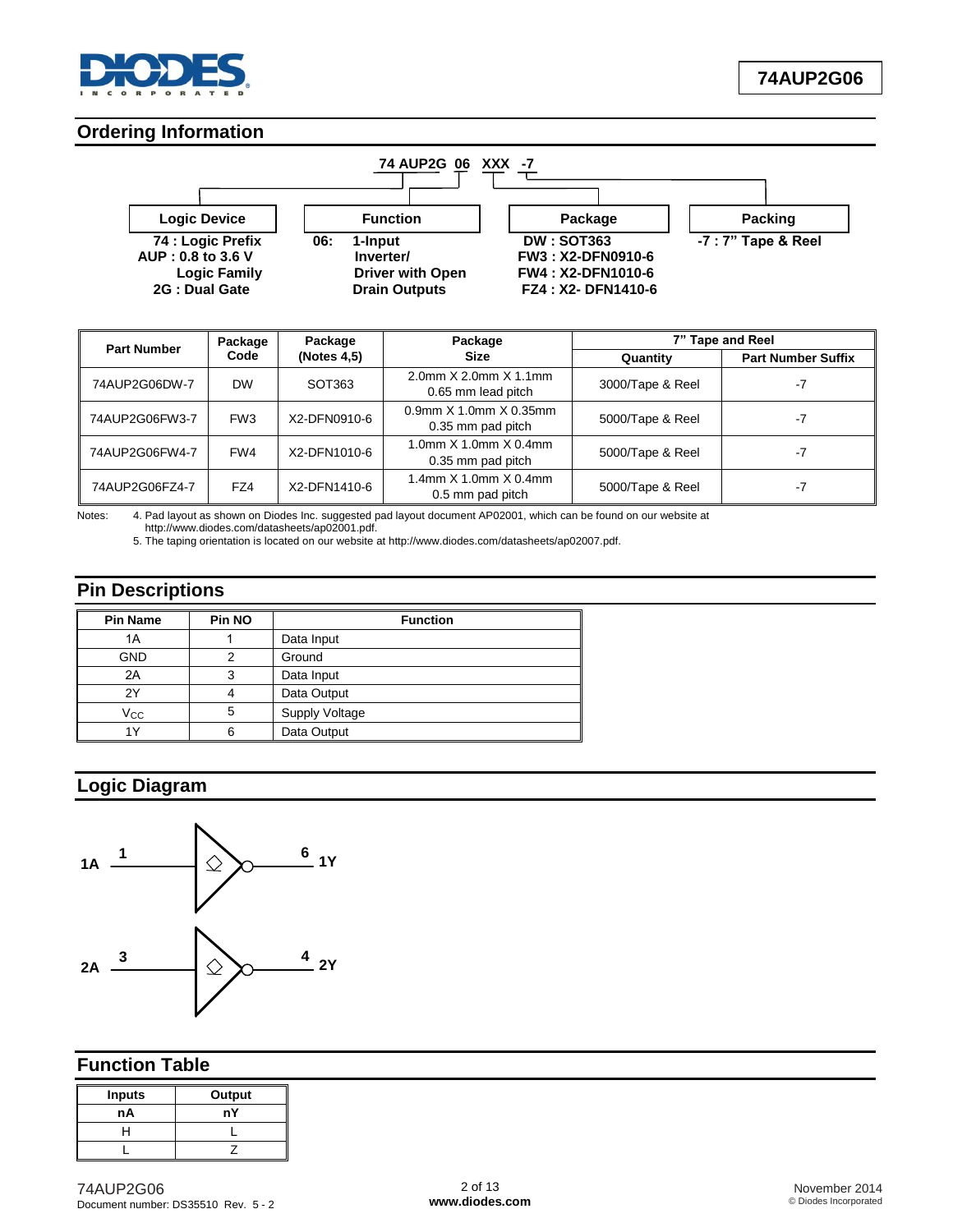## Ordering Information

74 AUP2G 06 XXX -7

| Logic Device | Function | Package | Packing |
|---|---|---|---|
| 74 : Logic Prefix<br>AUP : 0.8 to 3.6 V Logic Family<br>2G : Dual Gate | 06: 1-Input Inverter/ Driver with Open Drain Outputs | DW : SOT363<br>FW3 : X2-DFN0910-6<br>FW4 : X2-DFN1010-6<br>FZ4 : X2- DFN1410-6 | -7 : 7" Tape & Reel |

| Part Number | Package Code | Package (Notes 4,5) | Package Size | 7" Tape and Reel | |
|---|---|---|---|---|---|
| | | | | Quantity | Part Number Suffix |
| 74AUP2G06DW-7 | DW | SOT363 | 2.0mm X 2.0mm X 1.1mm 0.65 mm lead pitch | 3000/Tape & Reel | -7 |
| 74AUP2G06FW3-7 | FW3 | X2-DFN0910-6 | 0.9mm X 1.0mm X 0.35mm 0.35 mm pad pitch | 5000/Tape & Reel | -7 |
| 74AUP2G06FW4-7 | FW4 | X2-DFN1010-6 | 1.0mm X 1.0mm X 0.4mm 0.35 mm pad pitch | 5000/Tape & Reel | -7 |
| 74AUP2G06FZ4-7 | FZ4 | X2-DFN1410-6 | 1.4mm X 1.0mm X 0.4mm 0.5 mm pad pitch | 5000/Tape & Reel | -7 |

Notes: 4. Pad layout as shown on Diodes Inc. suggested pad layout document AP02001, which can be found on our website at http://www.diodes.com/datasheets/ap02001.pdf.
5. The taping orientation is located on our website at http://www.diodes.com/datasheets/ap02007.pdf.

## Pin Descriptions

| Pin Name | Pin NO | Function |
|---|---|---|
| 1A | 1 | Data Input |
| GND | 2 | Ground |
| 2A | 3 | Data Input |
| 2Y | 4 | Data Output |
| $V_{CC}$ | 5 | Supply Voltage |
| 1Y | 6 | Data Output |

## Logic Diagram

1A 1 → 6 1Y

2A 3 → 4 2Y

## Function Table

| Inputs | Output |
|---|---|
| nA | nY |
| H | L |
| L | Z |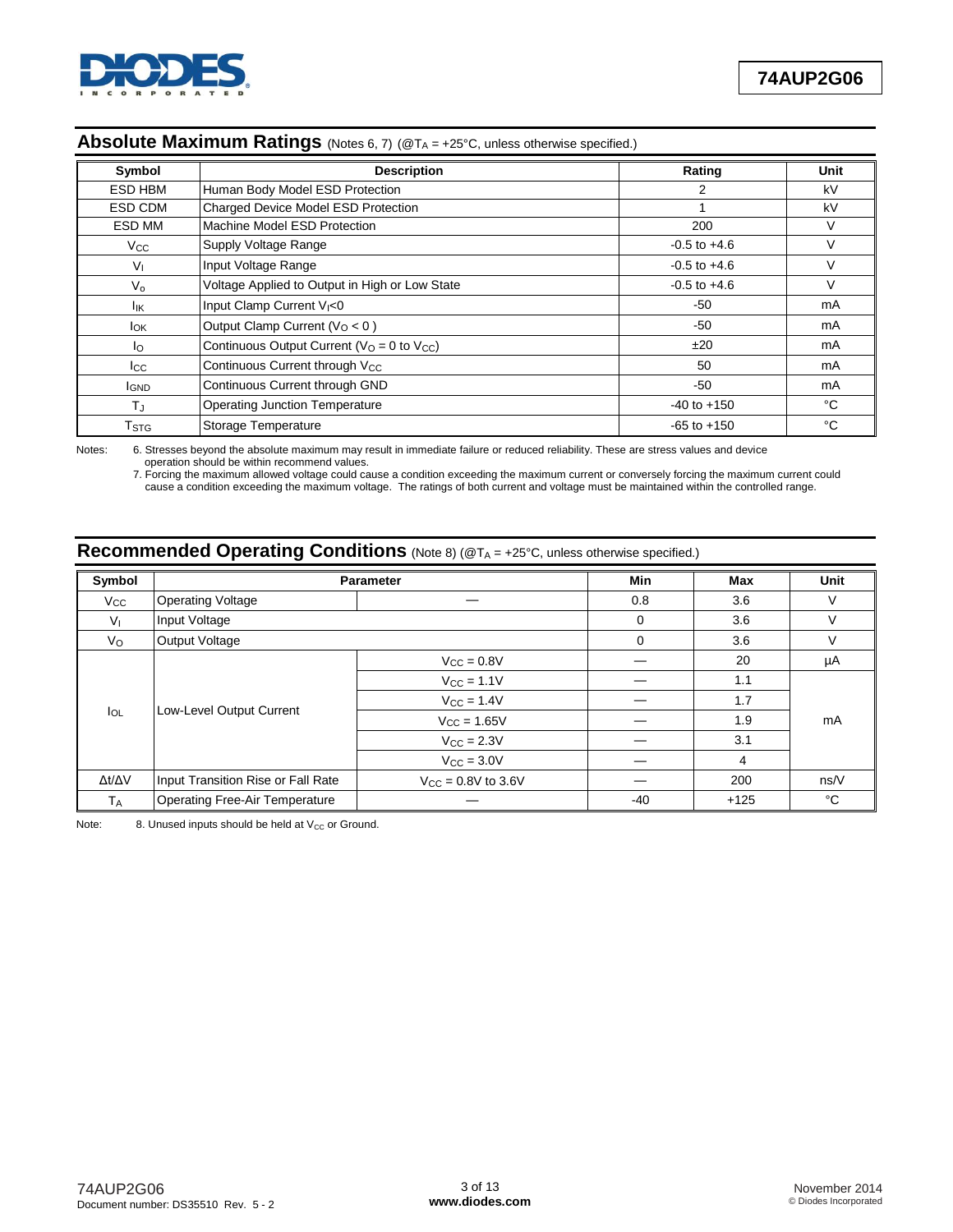## Absolute Maximum Ratings (Notes 6, 7) (@$T_A$ = +25°C, unless otherwise specified.)

| Symbol | Description | Rating | Unit |
|---|---|---|---|
| ESD HBM | Human Body Model ESD Protection | 2 | kV |
| ESD CDM | Charged Device Model ESD Protection | 1 | kV |
| ESD MM | Machine Model ESD Protection | 200 | V |
| $V_{CC}$ | Supply Voltage Range | -0.5 to +4.6 | V |
| $V_I$ | Input Voltage Range | -0.5 to +4.6 | V |
| $V_o$ | Voltage Applied to Output in High or Low State | -0.5 to +4.6 | V |
| $I_{IK}$ | Input Clamp Current $V_I$<0 | -50 | mA |
| $I_{OK}$ | Output Clamp Current ($V_O$ < 0 ) | -50 | mA |
| $I_O$ | Continuous Output Current ($V_O$ = 0 to $V_{CC}$) | ±20 | mA |
| $I_{CC}$ | Continuous Current through $V_{CC}$ | 50 | mA |
| $I_{GND}$ | Continuous Current through GND | -50 | mA |
| $T_J$ | Operating Junction Temperature | -40 to +150 | °C |
| $T_{STG}$ | Storage Temperature | -65 to +150 | °C |

Notes:
6. Stresses beyond the absolute maximum may result in immediate failure or reduced reliability. These are stress values and device operation should be within recommend values.
7. Forcing the maximum allowed voltage could cause a condition exceeding the maximum current or conversely forcing the maximum current could cause a condition exceeding the maximum voltage. The ratings of both current and voltage must be maintained within the controlled range.

## Recommended Operating Conditions (Note 8) (@$T_A$ = +25°C, unless otherwise specified.)

| Symbol | Parameter | | Min | Max | Unit |
|---|---|---|---|---|---|
| $V_{CC}$ | Operating Voltage | — | 0.8 | 3.6 | V |
| $V_I$ | Input Voltage | | 0 | 3.6 | V |
| $V_O$ | Output Voltage | | 0 | 3.6 | V |
| $I_{OL}$ | Low-Level Output Current | $V_{CC}$ = 0.8V | — | 20 | µA |
| | | $V_{CC}$ = 1.1V | — | 1.1 | mA |
| | | $V_{CC}$ = 1.4V | — | 1.7 | mA |
| | | $V_{CC}$ = 1.65V | — | 1.9 | mA |
| | | $V_{CC}$ = 2.3V | — | 3.1 | mA |
| | | $V_{CC}$ = 3.0V | — | 4 | mA |
| $\Delta t/\Delta V$ | Input Transition Rise or Fall Rate | $V_{CC}$ = 0.8V to 3.6V | — | 200 | ns/V |
| $T_A$ | Operating Free-Air Temperature | — | -40 | +125 | °C |

Note: 8. Unused inputs should be held at $V_{CC}$ or Ground.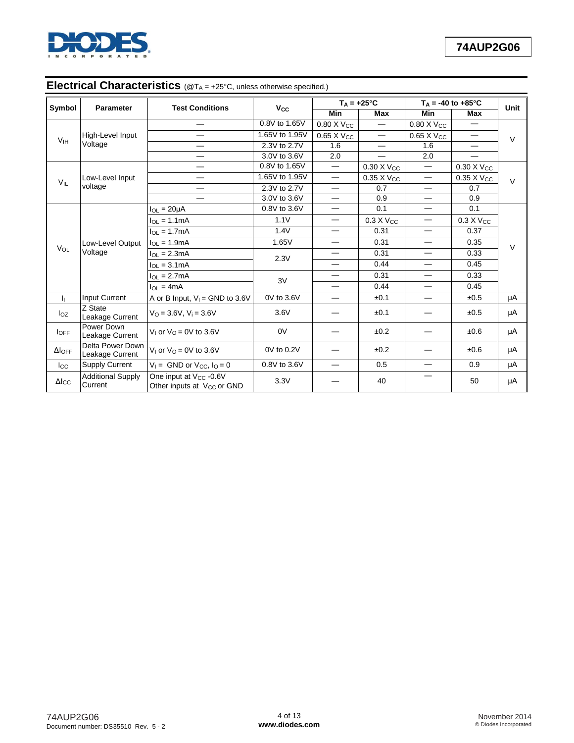## Electrical Characteristics (@$T_A$ = +25°C, unless otherwise specified.)

| Symbol | Parameter | Test Conditions | $V_{CC}$ | $T_A$ = +25°C | | $T_A$ = -40 to +85°C | | Unit |
|---|---|---|---|---|---|---|---|---|
| | | | | Min | Max | Min | Max | |
| $V_{IH}$ | High-Level Input Voltage | — | 0.8V to 1.65V | 0.80 X $V_{CC}$ | — | 0.80 X $V_{CC}$ | — | V |
| | | — | 1.65V to 1.95V | 0.65 X $V_{CC}$ | — | 0.65 X $V_{CC}$ | — | |
| | | — | 2.3V to 2.7V | 1.6 | — | 1.6 | — | |
| | | — | 3.0V to 3.6V | 2.0 | — | 2.0 | — | |
| $V_{IL}$ | Low-Level Input voltage | — | 0.8V to 1.65V | — | 0.30 X $V_{CC}$ | — | 0.30 X $V_{CC}$ | V |
| | | — | 1.65V to 1.95V | — | 0.35 X $V_{CC}$ | — | 0.35 X $V_{CC}$ | |
| | | — | 2.3V to 2.7V | — | 0.7 | — | 0.7 | |
| | | — | 3.0V to 3.6V | — | 0.9 | — | 0.9 | |
| $V_{OL}$ | Low-Level Output Voltage | $I_{OL}$ = 20μA | 0.8V to 3.6V | — | 0.1 | — | 0.1 | V |
| | | $I_{OL}$ = 1.1mA | 1.1V | — | 0.3 X $V_{CC}$ | — | 0.3 X $V_{CC}$ | |
| | | $I_{OL}$ = 1.7mA | 1.4V | — | 0.31 | — | 0.37 | |
| | | $I_{OL}$ = 1.9mA | 1.65V | — | 0.31 | — | 0.35 | |
| | | $I_{OL}$ = 2.3mA | 2.3V | — | 0.31 | — | 0.33 | |
| | | $I_{OL}$ = 3.1mA | | — | 0.44 | — | 0.45 | |
| | | $I_{OL}$ = 2.7mA | 3V | — | 0.31 | — | 0.33 | |
| | | $I_{OL}$ = 4mA | | — | 0.44 | — | 0.45 | |
| $I_I$ | Input Current | A or B Input, $V_I$ = GND to 3.6V | 0V to 3.6V | — | ±0.1 | — | ±0.5 | μA |
| $I_{OZ}$ | Z State Leakage Current | $V_O$ = 3.6V, $V_i$ = 3.6V | 3.6V | — | ±0.1 | — | ±0.5 | μA |
| $I_{OFF}$ | Power Down Leakage Current | $V_I$ or $V_O$ = 0V to 3.6V | 0V | — | ±0.2 | — | ±0.6 | μA |
| $\Delta I_{OFF}$ | Delta Power Down Leakage Current | $V_I$ or $V_O$ = 0V to 3.6V | 0V to 0.2V | — | ±0.2 | — | ±0.6 | μA |
| $I_{CC}$ | Supply Current | $V_I$ = GND or $V_{CC}$, $I_O$ = 0 | 0.8V to 3.6V | — | 0.5 | — | 0.9 | μA |
| $\Delta I_{CC}$ | Additional Supply Current | One input at $V_{CC}$ -0.6V Other inputs at $V_{CC}$ or GND | 3.3V | — | 40 | — | 50 | μA |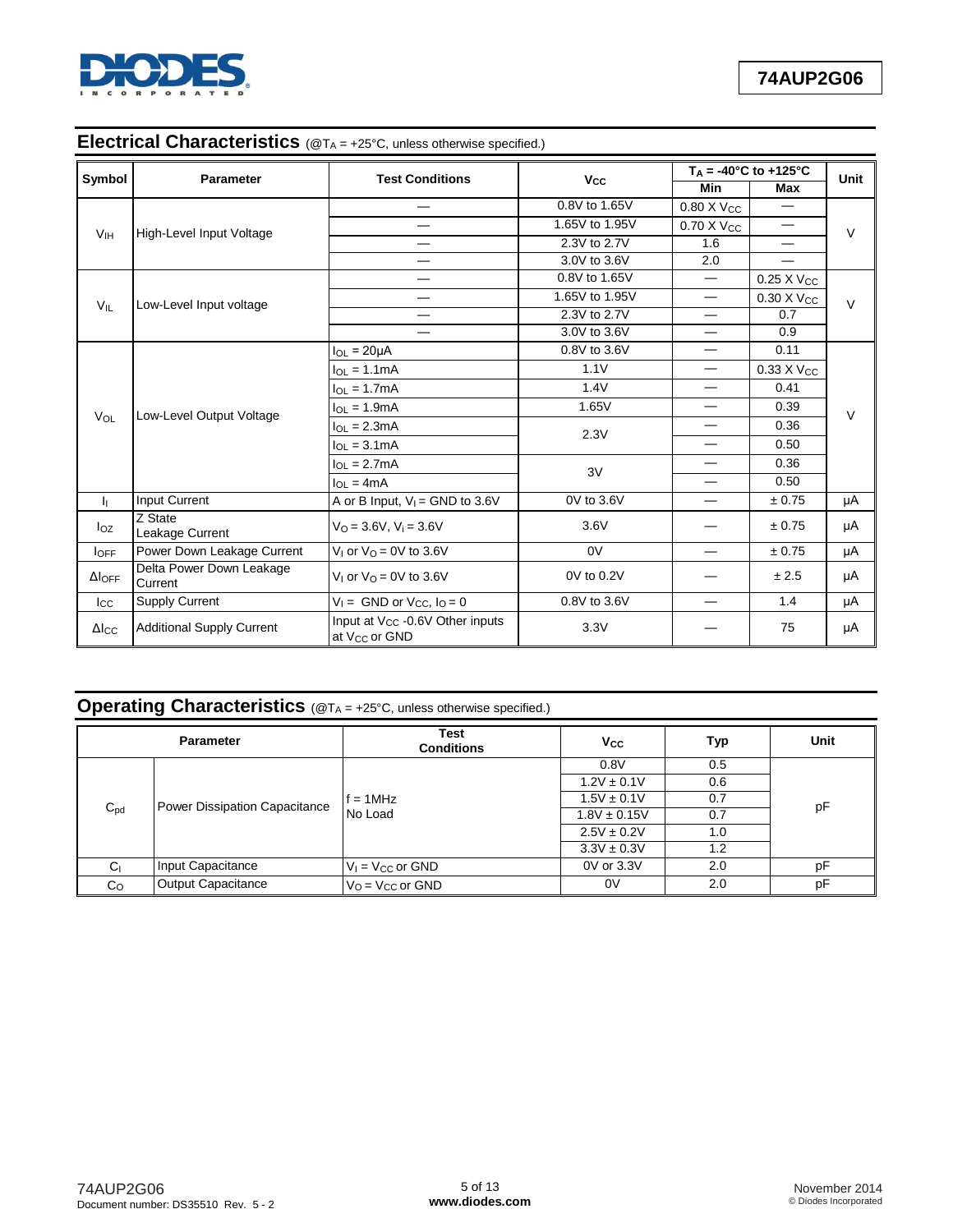## Electrical Characteristics (@$T_A$ = +25°C, unless otherwise specified.)

| Symbol | Parameter | Test Conditions | $V_{CC}$ | $T_A$ = -40°C to +125°C | | Unit |
|---|---|---|---|---|---|---|
| | | | | Min | Max | |
| $V_{IH}$ | High-Level Input Voltage | — | 0.8V to 1.65V | 0.80 X $V_{CC}$ | — | V |
| | | — | 1.65V to 1.95V | 0.70 X $V_{CC}$ | — | |
| | | — | 2.3V to 2.7V | 1.6 | — | |
| | | — | 3.0V to 3.6V | 2.0 | — | |
| $V_{IL}$ | Low-Level Input voltage | — | 0.8V to 1.65V | — | 0.25 X $V_{CC}$ | V |
| | | — | 1.65V to 1.95V | — | 0.30 X $V_{CC}$ | |
| | | — | 2.3V to 2.7V | — | 0.7 | |
| | | — | 3.0V to 3.6V | — | 0.9 | |
| $V_{OL}$ | Low-Level Output Voltage | $I_{OL}$ = 20μA | 0.8V to 3.6V | — | 0.11 | V |
| | | $I_{OL}$ = 1.1mA | 1.1V | — | 0.33 X $V_{CC}$ | |
| | | $I_{OL}$ = 1.7mA | 1.4V | — | 0.41 | |
| | | $I_{OL}$ = 1.9mA | 1.65V | — | 0.39 | |
| | | $I_{OL}$ = 2.3mA | 2.3V | — | 0.36 | |
| | | $I_{OL}$ = 3.1mA | | — | 0.50 | |
| | | $I_{OL}$ = 2.7mA | 3V | — | 0.36 | |
| | | $I_{OL}$ = 4mA | | — | 0.50 | |
| $I_I$ | Input Current | A or B Input, $V_I$ = GND to 3.6V | 0V to 3.6V | — | ± 0.75 | μA |
| $I_{OZ}$ | Z State Leakage Current | $V_O$ = 3.6V, $V_i$ = 3.6V | 3.6V | — | ± 0.75 | μA |
| $I_{OFF}$ | Power Down Leakage Current | $V_I$ or $V_O$ = 0V to 3.6V | 0V | — | ± 0.75 | μA |
| $\Delta I_{OFF}$ | Delta Power Down Leakage Current | $V_I$ or $V_O$ = 0V to 3.6V | 0V to 0.2V | — | ± 2.5 | μA |
| $I_{CC}$ | Supply Current | $V_I$ = GND or $V_{CC}$, $I_O$ = 0 | 0.8V to 3.6V | — | 1.4 | μA |
| $\Delta I_{CC}$ | Additional Supply Current | Input at $V_{CC}$ -0.6V Other inputs at $V_{CC}$ or GND | 3.3V | — | 75 | μA |

## Operating Characteristics (@$T_A$ = +25°C, unless otherwise specified.)

| Parameter | | Test Conditions | $V_{CC}$ | Typ | Unit |
|---|---|---|---|---|---|
| $C_{pd}$ | Power Dissipation Capacitance | f = 1MHz No Load | 0.8V | 0.5 | pF |
| | | | 1.2V ± 0.1V | 0.6 | |
| | | | 1.5V ± 0.1V | 0.7 | |
| | | | 1.8V ± 0.15V | 0.7 | |
| | | | 2.5V ± 0.2V | 1.0 | |
| | | | 3.3V ± 0.3V | 1.2 | |
| $C_I$ | Input Capacitance | $V_I$ = $V_{CC}$ or GND | 0V or 3.3V | 2.0 | pF |
| $C_O$ | Output Capacitance | $V_O$ = $V_{CC}$ or GND | 0V | 2.0 | pF |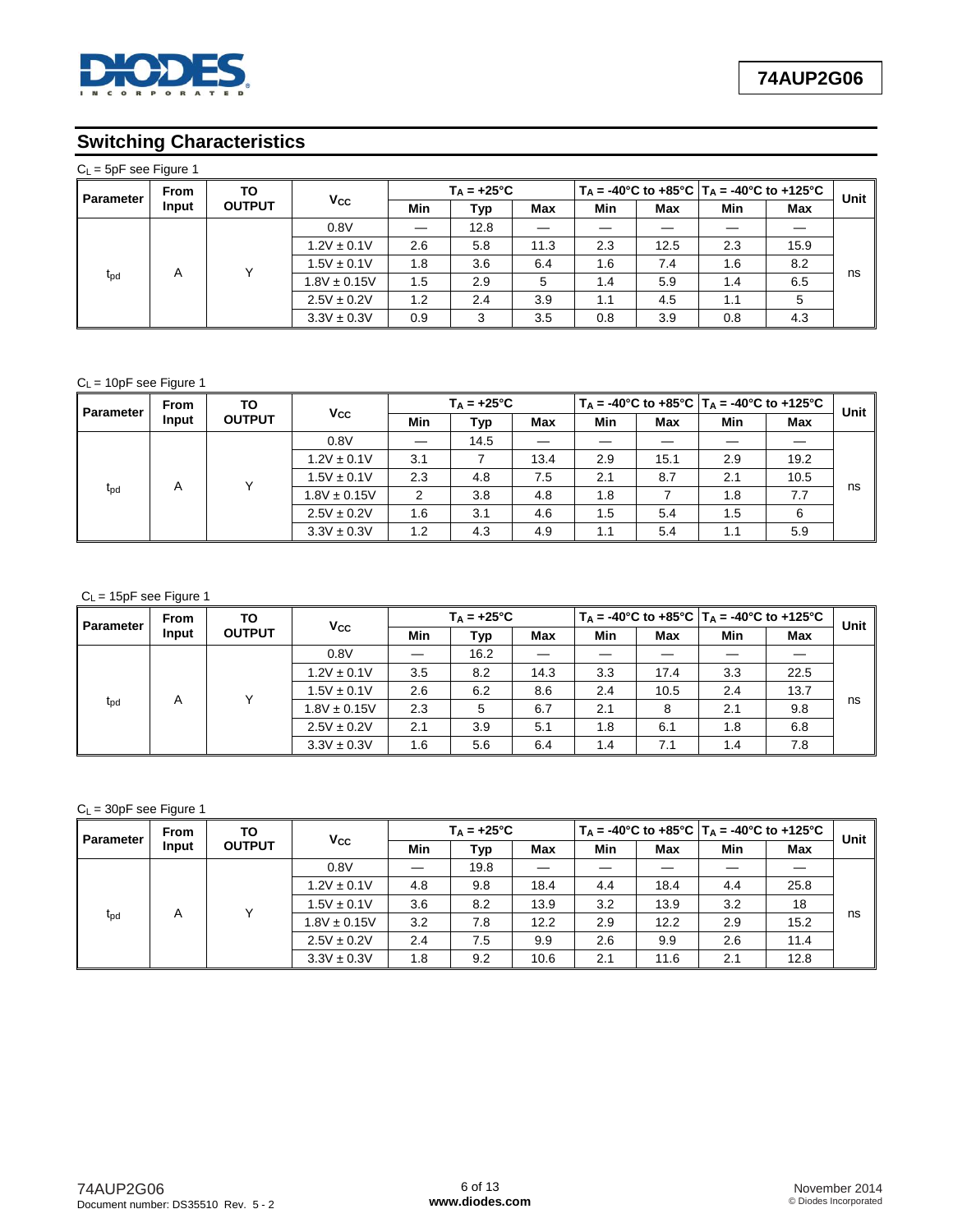## Switching Characteristics

$C_L$ = 5pF see Figure 1

| Parameter | From Input | TO OUTPUT | $V_{CC}$ | $T_A$ = +25°C | | | $T_A$ = -40°C to +85°C | | $T_A$ = -40°C to +125°C | | Unit |
|---|---|---|---|---|---|---|---|---|---|---|---|
| | | | | Min | Typ | Max | Min | Max | Min | Max | |
| $t_{pd}$ | A | Y | 0.8V | — | 12.8 | — | — | — | — | — | ns |
| | | | 1.2V ± 0.1V | 2.6 | 5.8 | 11.3 | 2.3 | 12.5 | 2.3 | 15.9 | |
| | | | 1.5V ± 0.1V | 1.8 | 3.6 | 6.4 | 1.6 | 7.4 | 1.6 | 8.2 | |
| | | | 1.8V ± 0.15V | 1.5 | 2.9 | 5 | 1.4 | 5.9 | 1.4 | 6.5 | |
| | | | 2.5V ± 0.2V | 1.2 | 2.4 | 3.9 | 1.1 | 4.5 | 1.1 | 5 | |
| | | | 3.3V ± 0.3V | 0.9 | 3 | 3.5 | 0.8 | 3.9 | 0.8 | 4.3 | |

$C_L$ = 10pF see Figure 1

| Parameter | From Input | TO OUTPUT | $V_{CC}$ | $T_A$ = +25°C | | | $T_A$ = -40°C to +85°C | | $T_A$ = -40°C to +125°C | | Unit |
|---|---|---|---|---|---|---|---|---|---|---|---|
| | | | | Min | Typ | Max | Min | Max | Min | Max | |
| $t_{pd}$ | A | Y | 0.8V | — | 14.5 | — | — | — | — | — | ns |
| | | | 1.2V ± 0.1V | 3.1 | 7 | 13.4 | 2.9 | 15.1 | 2.9 | 19.2 | |
| | | | 1.5V ± 0.1V | 2.3 | 4.8 | 7.5 | 2.1 | 8.7 | 2.1 | 10.5 | |
| | | | 1.8V ± 0.15V | 2 | 3.8 | 4.8 | 1.8 | 7 | 1.8 | 7.7 | |
| | | | 2.5V ± 0.2V | 1.6 | 3.1 | 4.6 | 1.5 | 5.4 | 1.5 | 6 | |
| | | | 3.3V ± 0.3V | 1.2 | 4.3 | 4.9 | 1.1 | 5.4 | 1.1 | 5.9 | |

$C_L$ = 15pF see Figure 1

| Parameter | From Input | TO OUTPUT | $V_{CC}$ | $T_A$ = +25°C | | | $T_A$ = -40°C to +85°C | | $T_A$ = -40°C to +125°C | | Unit |
|---|---|---|---|---|---|---|---|---|---|---|---|
| | | | | Min | Typ | Max | Min | Max | Min | Max | |
| $t_{pd}$ | A | Y | 0.8V | — | 16.2 | — | — | — | — | — | ns |
| | | | 1.2V ± 0.1V | 3.5 | 8.2 | 14.3 | 3.3 | 17.4 | 3.3 | 22.5 | |
| | | | 1.5V ± 0.1V | 2.6 | 6.2 | 8.6 | 2.4 | 10.5 | 2.4 | 13.7 | |
| | | | 1.8V ± 0.15V | 2.3 | 5 | 6.7 | 2.1 | 8 | 2.1 | 9.8 | |
| | | | 2.5V ± 0.2V | 2.1 | 3.9 | 5.1 | 1.8 | 6.1 | 1.8 | 6.8 | |
| | | | 3.3V ± 0.3V | 1.6 | 5.6 | 6.4 | 1.4 | 7.1 | 1.4 | 7.8 | |

$C_L$ = 30pF see Figure 1

| Parameter | From Input | TO OUTPUT | $V_{CC}$ | $T_A$ = +25°C | | | $T_A$ = -40°C to +85°C | | $T_A$ = -40°C to +125°C | | Unit |
|---|---|---|---|---|---|---|---|---|---|---|---|
| | | | | Min | Typ | Max | Min | Max | Min | Max | |
| $t_{pd}$ | A | Y | 0.8V | — | 19.8 | — | — | — | — | — | ns |
| | | | 1.2V ± 0.1V | 4.8 | 9.8 | 18.4 | 4.4 | 18.4 | 4.4 | 25.8 | |
| | | | 1.5V ± 0.1V | 3.6 | 8.2 | 13.9 | 3.2 | 13.9 | 3.2 | 18 | |
| | | | 1.8V ± 0.15V | 3.2 | 7.8 | 12.2 | 2.9 | 12.2 | 2.9 | 15.2 | |
| | | | 2.5V ± 0.2V | 2.4 | 7.5 | 9.9 | 2.6 | 9.9 | 2.6 | 11.4 | |
| | | | 3.3V ± 0.3V | 1.8 | 9.2 | 10.6 | 2.1 | 11.6 | 2.1 | 12.8 | |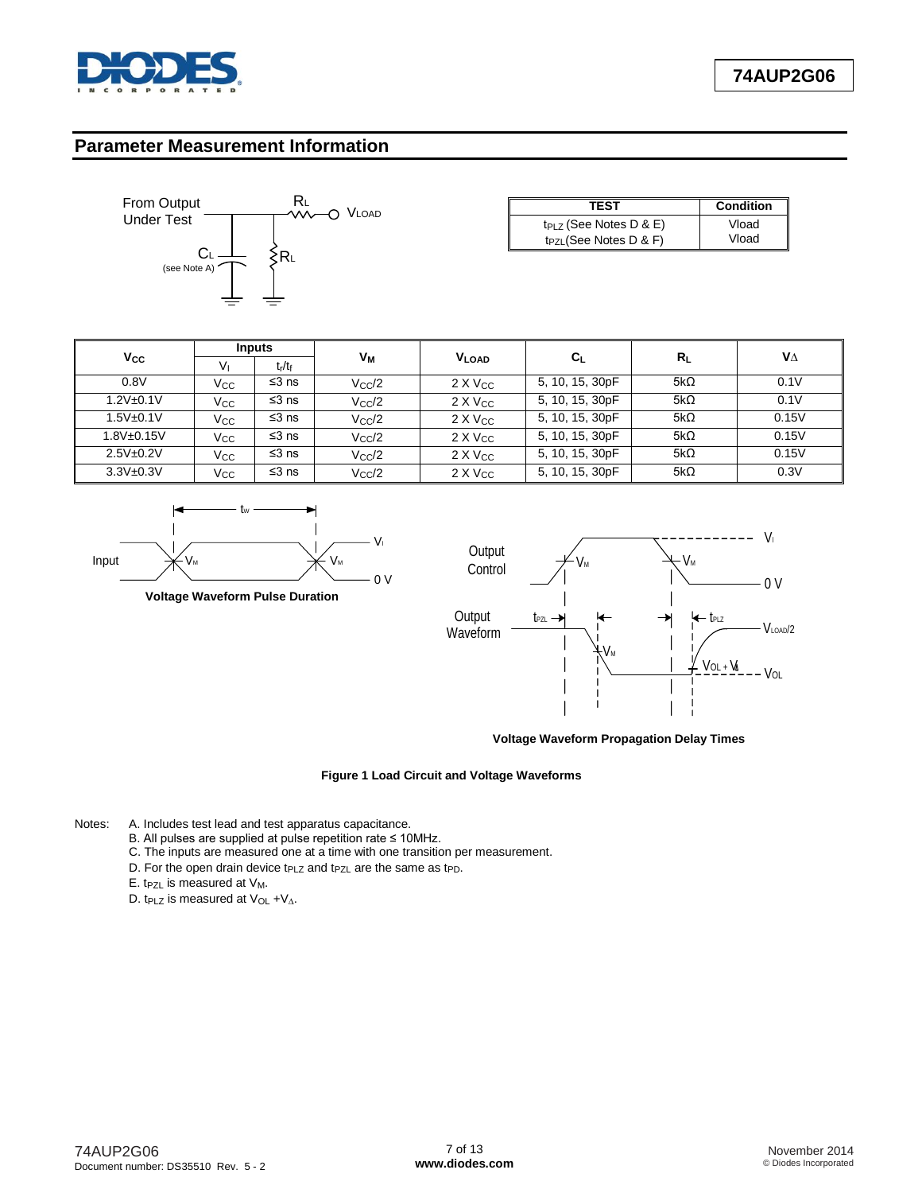## Parameter Measurement Information

From Output Under Test

$C_L$ (see Note A)

$R_L$ — $V_{LOAD}$

| TEST | Condition |
|---|---|
| $t_{PLZ}$ (See Notes D & E) | Vload |
| $t_{PZL}$ (See Notes D & F) | Vload |

| $V_{CC}$ | Inputs | | $V_M$ | $V_{LOAD}$ | $C_L$ | $R_L$ | $V_\Delta$ |
|---|---|---|---|---|---|---|---|
| | $V_I$ | $t_r/t_f$ | | | | | |
| 0.8V | $V_{CC}$ | ≤3 ns | $V_{CC}/2$ | 2 X $V_{CC}$ | 5, 10, 15, 30pF | 5kΩ | 0.1V |
| 1.2V±0.1V | $V_{CC}$ | ≤3 ns | $V_{CC}/2$ | 2 X $V_{CC}$ | 5, 10, 15, 30pF | 5kΩ | 0.1V |
| 1.5V±0.1V | $V_{CC}$ | ≤3 ns | $V_{CC}/2$ | 2 X $V_{CC}$ | 5, 10, 15, 30pF | 5kΩ | 0.15V |
| 1.8V±0.15V | $V_{CC}$ | ≤3 ns | $V_{CC}/2$ | 2 X $V_{CC}$ | 5, 10, 15, 30pF | 5kΩ | 0.15V |
| 2.5V±0.2V | $V_{CC}$ | ≤3 ns | $V_{CC}/2$ | 2 X $V_{CC}$ | 5, 10, 15, 30pF | 5kΩ | 0.15V |
| 3.3V±0.3V | $V_{CC}$ | ≤3 ns | $V_{CC}/2$ | 2 X $V_{CC}$ | 5, 10, 15, 30pF | 5kΩ | 0.3V |

**Voltage Waveform Pulse Duration**

**Voltage Waveform Propagation Delay Times**

**Figure 1 Load Circuit and Voltage Waveforms**

Notes:
A. Includes test lead and test apparatus capacitance.
B. All pulses are supplied at pulse repetition rate ≤ 10MHz.
C. The inputs are measured one at a time with one transition per measurement.
D. For the open drain device $t_{PLZ}$ and $t_{PZL}$ are the same as $t_{PD}$.
E. $t_{PZL}$ is measured at $V_M$.
D. $t_{PLZ}$ is measured at $V_{OL}$ +$V_\Delta$.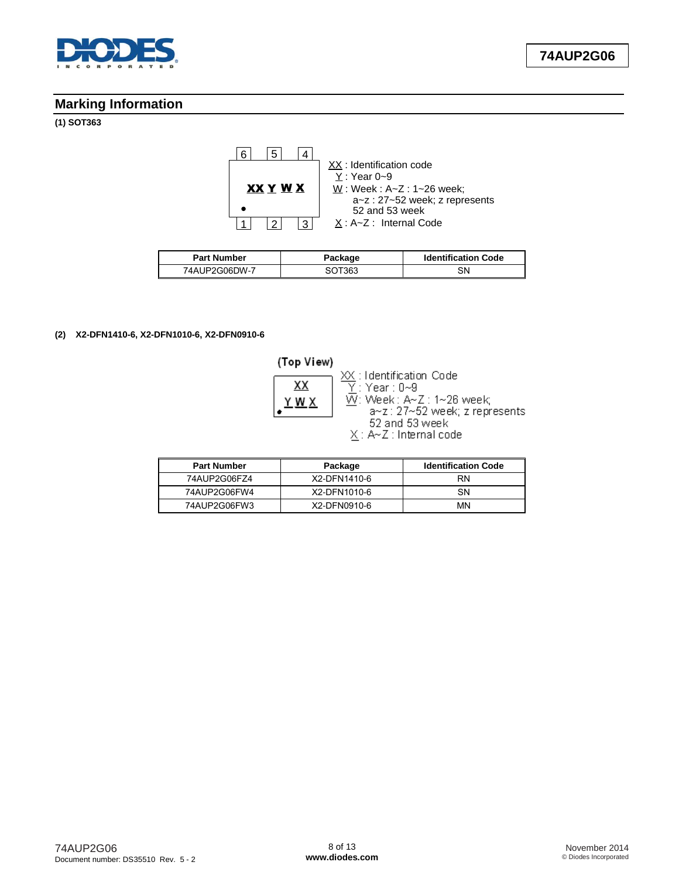## Marking Information

**(1) SOT363**

XX : Identification code
Y : Year 0~9
W : Week : A~Z : 1~26 week;
a~z : 27~52 week; z represents 52 and 53 week
X : A~Z : Internal Code

| Part Number | Package | Identification Code |
|---|---|---|
| 74AUP2G06DW-7 | SOT363 | SN |

**(2) X2-DFN1410-6, X2-DFN1010-6, X2-DFN0910-6**

(Top View)

XX : Identification Code
Y : Year : 0~9
W: Week : A~Z : 1~26 week;
a~z : 27~52 week; z represents 52 and 53 week
X : A~Z : Internal code

| Part Number | Package | Identification Code |
|---|---|---|
| 74AUP2G06FZ4 | X2-DFN1410-6 | RN |
| 74AUP2G06FW4 | X2-DFN1010-6 | SN |
| 74AUP2G06FW3 | X2-DFN0910-6 | MN |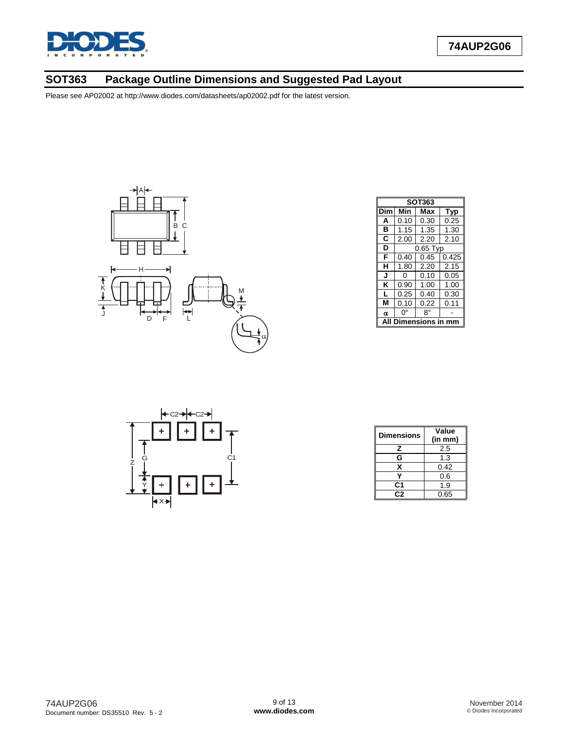## SOT363 Package Outline Dimensions and Suggested Pad Layout

Please see AP02002 at http://www.diodes.com/datasheets/ap02002.pdf for the latest version.

| SOT363 | | | |
|---|---|---|---|
| **Dim** | **Min** | **Max** | **Typ** |
| **A** | 0.10 | 0.30 | 0.25 |
| **B** | 1.15 | 1.35 | 1.30 |
| **C** | 2.00 | 2.20 | 2.10 |
| **D** | 0.65 Typ | | |
| **F** | 0.40 | 0.45 | 0.425 |
| **H** | 1.80 | 2.20 | 2.15 |
| **J** | 0 | 0.10 | 0.05 |
| **K** | 0.90 | 1.00 | 1.00 |
| **L** | 0.25 | 0.40 | 0.30 |
| **M** | 0.10 | 0.22 | 0.11 |
| **α** | 0° | 8° | - |
| **All Dimensions in mm** | | | |

| Dimensions | Value (in mm) |
|---|---|
| **Z** | 2.5 |
| **G** | 1.3 |
| **X** | 0.42 |
| **Y** | 0.6 |
| **C1** | 1.9 |
| **C2** | 0.65 |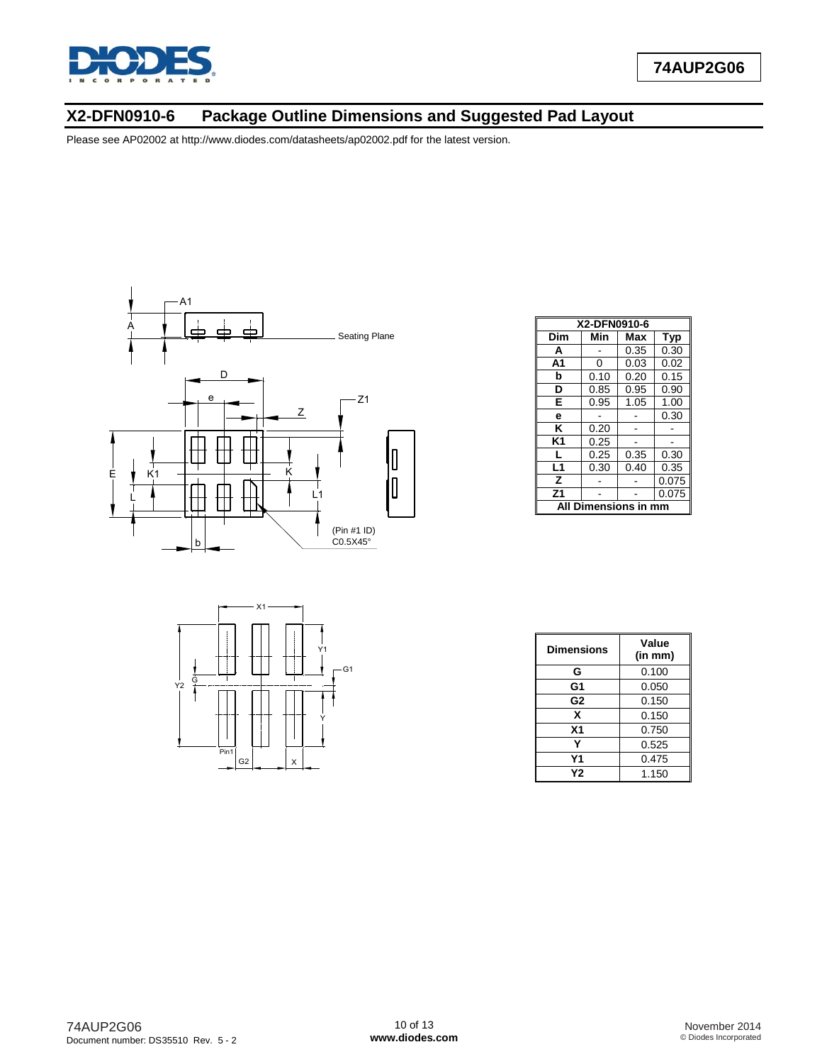## X2-DFN0910-6 Package Outline Dimensions and Suggested Pad Layout

Please see AP02002 at http://www.diodes.com/datasheets/ap02002.pdf for the latest version.

| X2-DFN0910-6 | | | |
|---|---|---|---|
| Dim | Min | Max | Typ |
| A | - | 0.35 | 0.30 |
| A1 | 0 | 0.03 | 0.02 |
| b | 0.10 | 0.20 | 0.15 |
| D | 0.85 | 0.95 | 0.90 |
| E | 0.95 | 1.05 | 1.00 |
| e | - | - | 0.30 |
| K | 0.20 | - | - |
| K1 | 0.25 | - | - |
| L | 0.25 | 0.35 | 0.30 |
| L1 | 0.30 | 0.40 | 0.35 |
| Z | - | - | 0.075 |
| Z1 | - | - | 0.075 |
| All Dimensions in mm | | | |

| Dimensions | Value (in mm) |
|---|---|
| G | 0.100 |
| G1 | 0.050 |
| G2 | 0.150 |
| X | 0.150 |
| X1 | 0.750 |
| Y | 0.525 |
| Y1 | 0.475 |
| Y2 | 1.150 |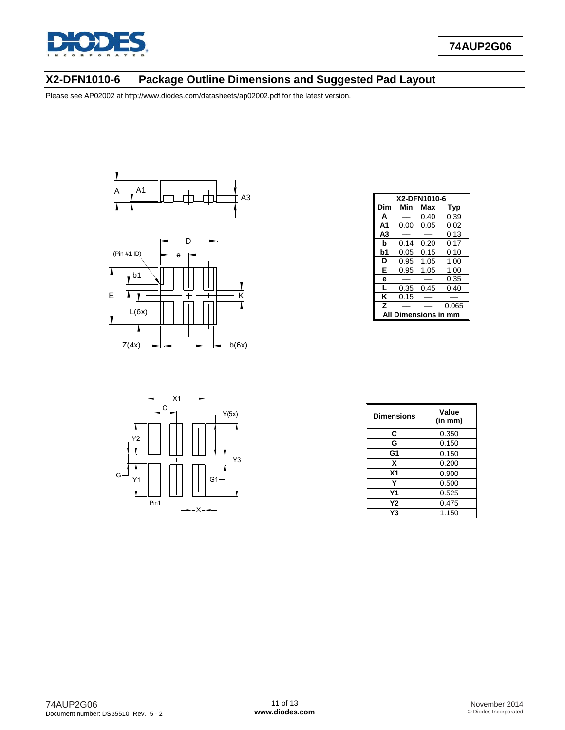## X2-DFN1010-6 Package Outline Dimensions and Suggested Pad Layout

Please see AP02002 at http://www.diodes.com/datasheets/ap02002.pdf for the latest version.

| X2-DFN1010-6 | | | |
|---|---|---|---|
| **Dim** | **Min** | **Max** | **Typ** |
| **A** | — | 0.40 | 0.39 |
| **A1** | 0.00 | 0.05 | 0.02 |
| **A3** | — | — | 0.13 |
| **b** | 0.14 | 0.20 | 0.17 |
| **b1** | 0.05 | 0.15 | 0.10 |
| **D** | 0.95 | 1.05 | 1.00 |
| **E** | 0.95 | 1.05 | 1.00 |
| **e** | — | — | 0.35 |
| **L** | 0.35 | 0.45 | 0.40 |
| **K** | 0.15 | — | — |
| **Z** | — | — | 0.065 |
| **All Dimensions in mm** | | | |

| Dimensions | Value (in mm) |
|---|---|
| **C** | 0.350 |
| **G** | 0.150 |
| **G1** | 0.150 |
| **X** | 0.200 |
| **X1** | 0.900 |
| **Y** | 0.500 |
| **Y1** | 0.525 |
| **Y2** | 0.475 |
| **Y3** | 1.150 |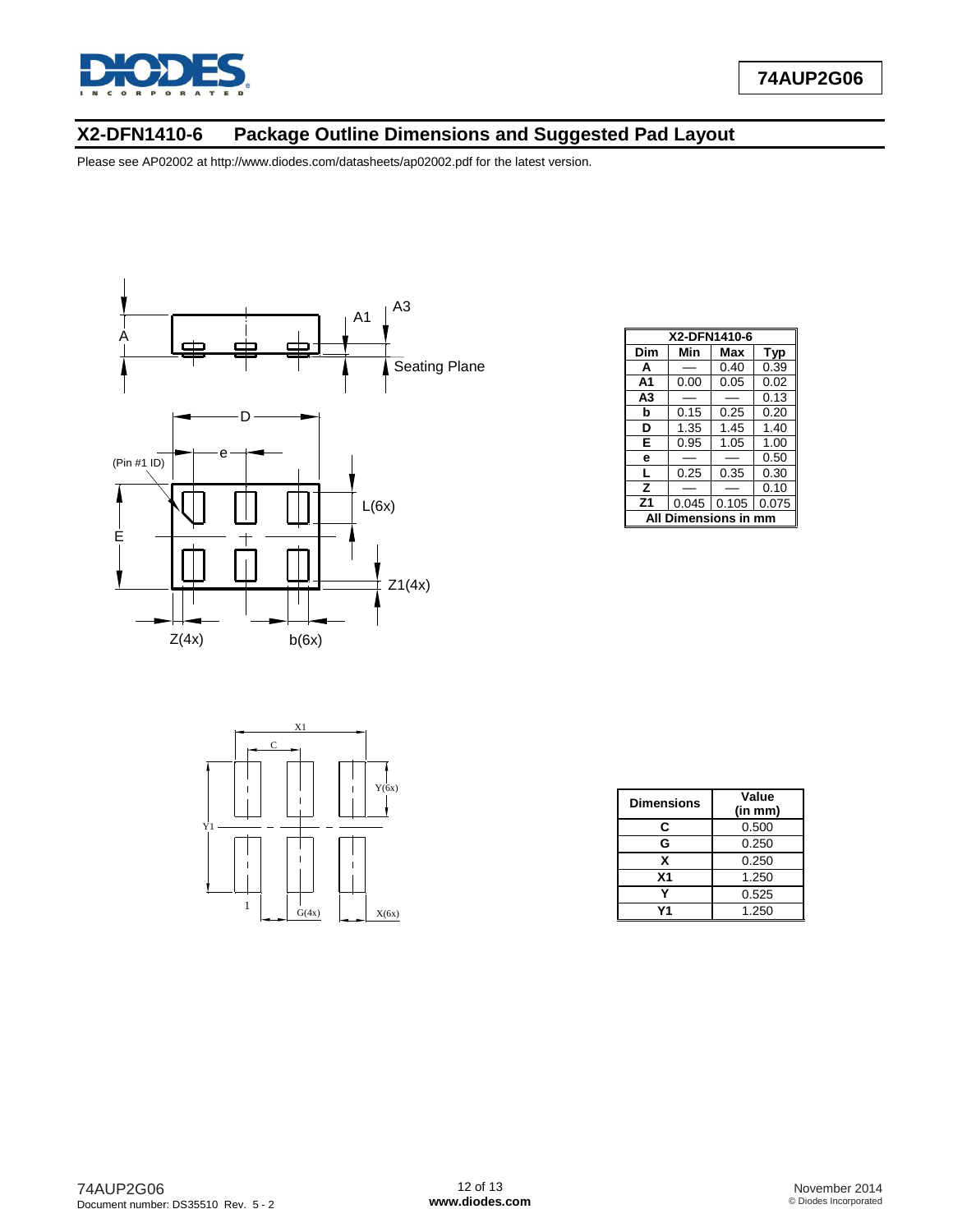## X2-DFN1410-6 Package Outline Dimensions and Suggested Pad Layout

Please see AP02002 at http://www.diodes.com/datasheets/ap02002.pdf for the latest version.

| X2-DFN1410-6 | | | |
|---|---|---|---|
| **Dim** | **Min** | **Max** | **Typ** |
| **A** | — | 0.40 | 0.39 |
| **A1** | 0.00 | 0.05 | 0.02 |
| **A3** | — | — | 0.13 |
| **b** | 0.15 | 0.25 | 0.20 |
| **D** | 1.35 | 1.45 | 1.40 |
| **E** | 0.95 | 1.05 | 1.00 |
| **e** | — | — | 0.50 |
| **L** | 0.25 | 0.35 | 0.30 |
| **Z** | — | — | 0.10 |
| **Z1** | 0.045 | 0.105 | 0.075 |
| **All Dimensions in mm** | | | |

| Dimensions | Value (in mm) |
|---|---|
| **C** | 0.500 |
| **G** | 0.250 |
| **X** | 0.250 |
| **X1** | 1.250 |
| **Y** | 0.525 |
| **Y1** | 1.250 |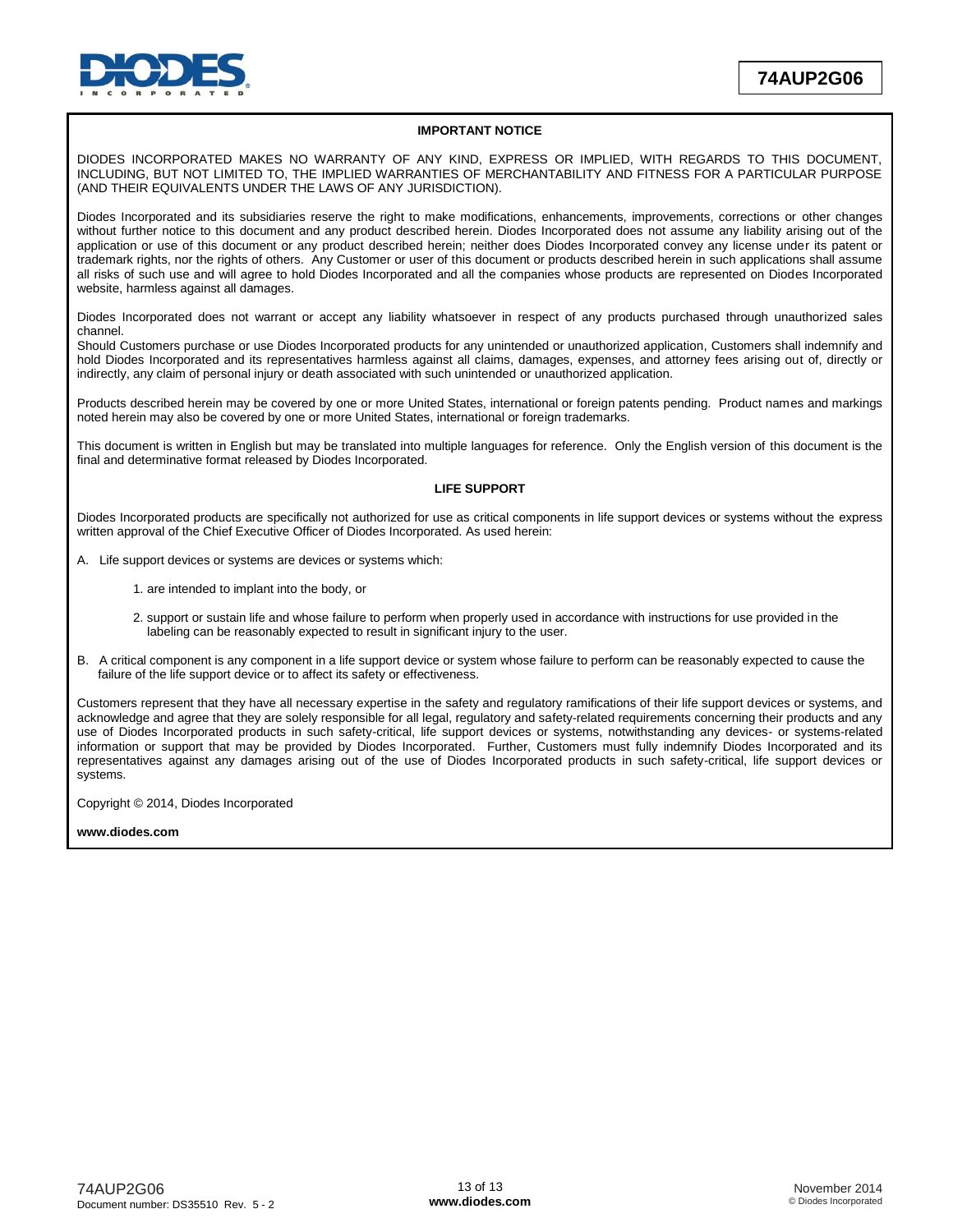**IMPORTANT NOTICE**

DIODES INCORPORATED MAKES NO WARRANTY OF ANY KIND, EXPRESS OR IMPLIED, WITH REGARDS TO THIS DOCUMENT, INCLUDING, BUT NOT LIMITED TO, THE IMPLIED WARRANTIES OF MERCHANTABILITY AND FITNESS FOR A PARTICULAR PURPOSE (AND THEIR EQUIVALENTS UNDER THE LAWS OF ANY JURISDICTION).

Diodes Incorporated and its subsidiaries reserve the right to make modifications, enhancements, improvements, corrections or other changes without further notice to this document and any product described herein. Diodes Incorporated does not assume any liability arising out of the application or use of this document or any product described herein; neither does Diodes Incorporated convey any license under its patent or trademark rights, nor the rights of others. Any Customer or user of this document or products described herein in such applications shall assume all risks of such use and will agree to hold Diodes Incorporated and all the companies whose products are represented on Diodes Incorporated website, harmless against all damages.

Diodes Incorporated does not warrant or accept any liability whatsoever in respect of any products purchased through unauthorized sales channel.
Should Customers purchase or use Diodes Incorporated products for any unintended or unauthorized application, Customers shall indemnify and hold Diodes Incorporated and its representatives harmless against all claims, damages, expenses, and attorney fees arising out of, directly or indirectly, any claim of personal injury or death associated with such unintended or unauthorized application.

Products described herein may be covered by one or more United States, international or foreign patents pending. Product names and markings noted herein may also be covered by one or more United States, international or foreign trademarks.

This document is written in English but may be translated into multiple languages for reference. Only the English version of this document is the final and determinative format released by Diodes Incorporated.

**LIFE SUPPORT**

Diodes Incorporated products are specifically not authorized for use as critical components in life support devices or systems without the express written approval of the Chief Executive Officer of Diodes Incorporated. As used herein:

A. Life support devices or systems are devices or systems which:

1. are intended to implant into the body, or
2. support or sustain life and whose failure to perform when properly used in accordance with instructions for use provided in the labeling can be reasonably expected to result in significant injury to the user.

B. A critical component is any component in a life support device or system whose failure to perform can be reasonably expected to cause the failure of the life support device or to affect its safety or effectiveness.

Customers represent that they have all necessary expertise in the safety and regulatory ramifications of their life support devices or systems, and acknowledge and agree that they are solely responsible for all legal, regulatory and safety-related requirements concerning their products and any use of Diodes Incorporated products in such safety-critical, life support devices or systems, notwithstanding any devices- or systems-related information or support that may be provided by Diodes Incorporated. Further, Customers must fully indemnify Diodes Incorporated and its representatives against any damages arising out of the use of Diodes Incorporated products in such safety-critical, life support devices or systems.

Copyright © 2014, Diodes Incorporated

**www.diodes.com**